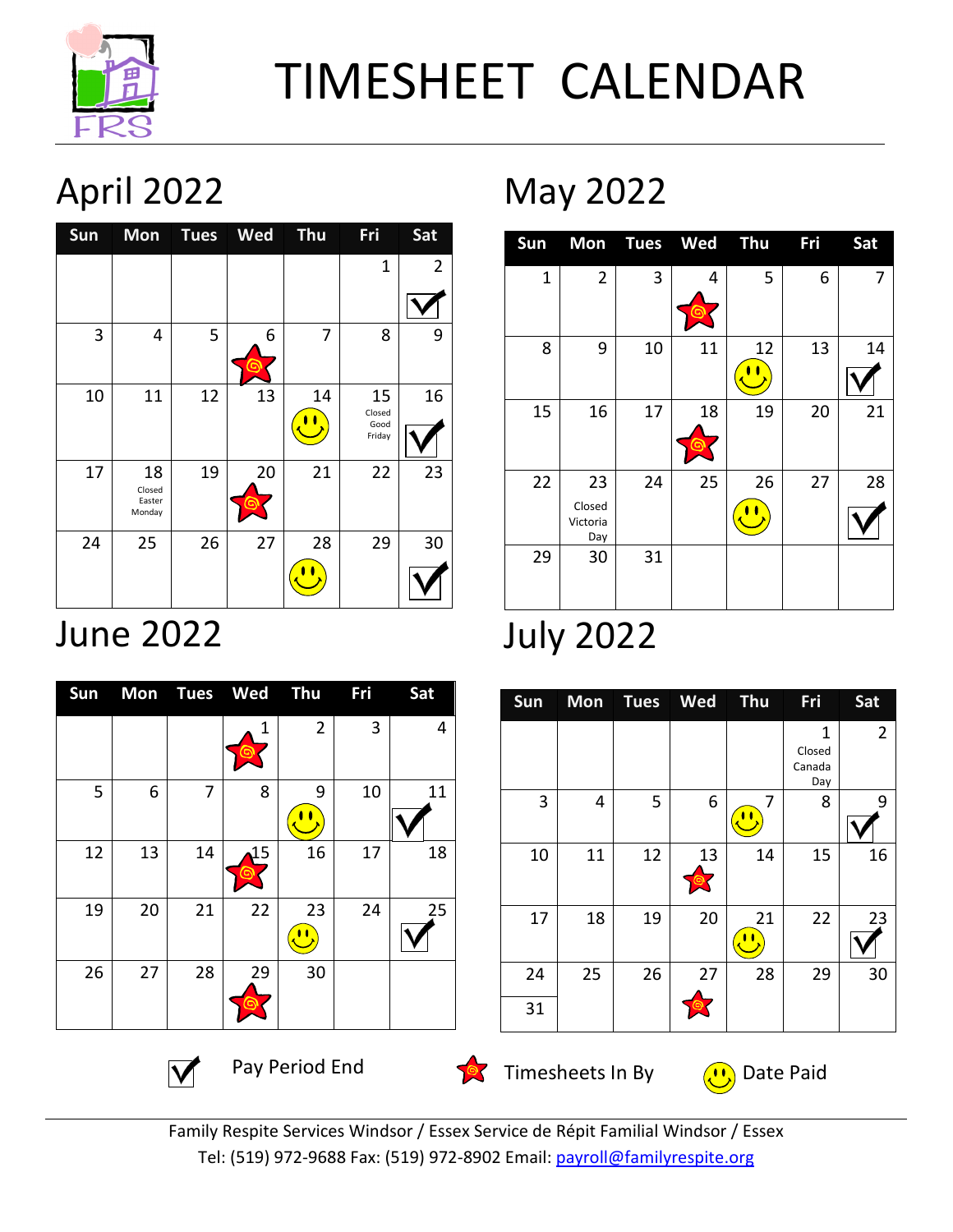# TIMESHEET CALENDAR

## April 2022

| Sun | Mon | Tues | Wed | Thu | Fri | Sat |
|---|---|---|---|---|---|---|
| | | | | | 1 | 2 ✓ |
| 3 | 4 | 5 | 6 ★ | 7 | 8 | 9 |
| 10 | 11 | 12 | 13 | 14 ☺ | 15 Closed Good Friday | 16 ✓ |
| 17 | 18 Closed Easter Monday | 19 | 20 ★ | 21 | 22 | 23 |
| 24 | 25 | 26 | 27 | 28 ☺ | 29 | 30 ✓ |

## May 2022

| Sun | Mon | Tues | Wed | Thu | Fri | Sat |
|---|---|---|---|---|---|---|
| 1 | 2 | 3 | 4 ★ | 5 | 6 | 7 |
| 8 | 9 | 10 | 11 | 12 ☺ | 13 | 14 ✓ |
| 15 | 16 | 17 | 18 ★ | 19 | 20 | 21 |
| 22 | 23 Closed Victoria Day | 24 | 25 | 26 ☺ | 27 | 28 ✓ |
| 29 | 30 | 31 | | | | |

## June 2022

| Sun | Mon | Tues | Wed | Thu | Fri | Sat |
|---|---|---|---|---|---|---|
| | | | 1 ★ | 2 | 3 | 4 |
| 5 | 6 | 7 | 8 | 9 ☺ | 10 | 11 ✓ |
| 12 | 13 | 14 | 15 ★ | 16 | 17 | 18 |
| 19 | 20 | 21 | 22 | 23 ☺ | 24 | 25 ✓ |
| 26 | 27 | 28 | 29 ★ | 30 | | |

## July 2022

| Sun | Mon | Tues | Wed | Thu | Fri | Sat |
|---|---|---|---|---|---|---|
| | | | | | 1 Closed Canada Day | 2 |
| 3 | 4 | 5 | 6 | 7 ☺ | 8 | 9 ✓ |
| 10 | 11 | 12 | 13 ★ | 14 | 15 | 16 |
| 17 | 18 | 19 | 20 | 21 ☺ | 22 | 23 ✓ |
| 24 / 31 | 25 | 26 | 27 ★ | 28 | 29 | 30 |

✓ Pay Period End ★ Timesheets In By ☺ Date Paid

Family Respite Services Windsor / Essex Service de Répit Familial Windsor / Essex
Tel: (519) 972-9688 Fax: (519) 972-8902 Email: payroll@familyrespite.org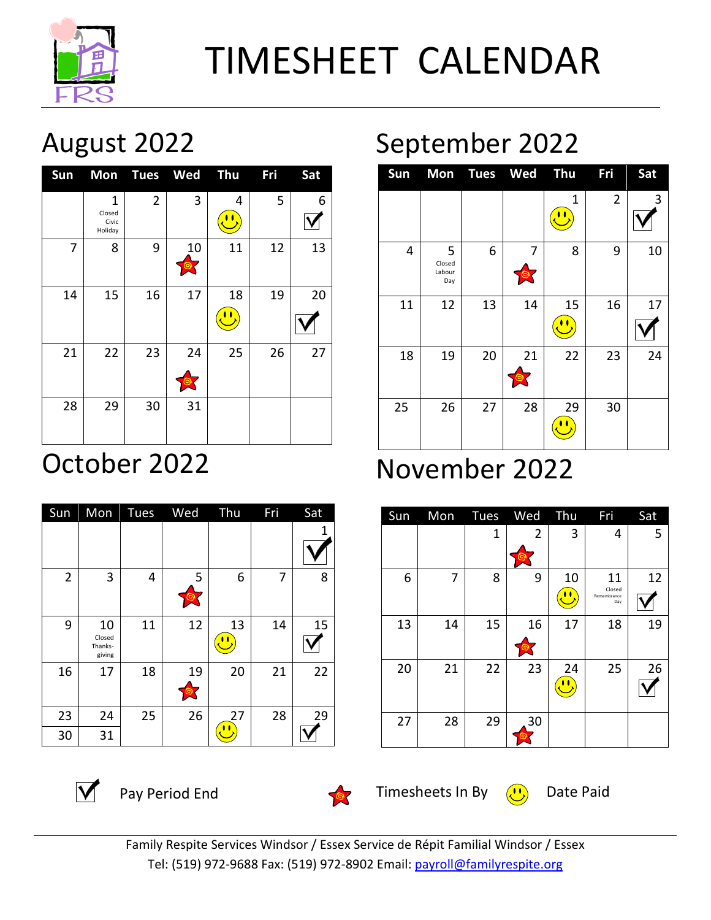# TIMESHEET CALENDAR

## August 2022

| Sun | Mon | Tues | Wed | Thu | Fri | Sat |
|---|---|---|---|---|---|---|
| | 1 Closed Civic Holiday | 2 | 3 | 4 ☺ | 5 | 6 ✓ |
| 7 | 8 | 9 | 10 ★ | 11 | 12 | 13 |
| 14 | 15 | 16 | 17 | 18 ☺ | 19 | 20 ✓ |
| 21 | 22 | 23 | 24 ★ | 25 | 26 | 27 |
| 28 | 29 | 30 | 31 | | | |

## September 2022

| Sun | Mon | Tues | Wed | Thu | Fri | Sat |
|---|---|---|---|---|---|---|
| | | | | 1 ☺ | 2 | 3 ✓ |
| 4 | 5 Closed Labour Day | 6 | 7 ★ | 8 | 9 | 10 |
| 11 | 12 | 13 | 14 | 15 ☺ | 16 | 17 ✓ |
| 18 | 19 | 20 | 21 ★ | 22 | 23 | 24 |
| 25 | 26 | 27 | 28 | 29 ☺ | 30 | |

## October 2022

| Sun | Mon | Tues | Wed | Thu | Fri | Sat |
|---|---|---|---|---|---|---|
| | | | | | | 1 ✓ |
| 2 | 3 | 4 | 5 ★ | 6 | 7 | 8 |
| 9 | 10 Closed Thanks-giving | 11 | 12 | 13 ☺ | 14 | 15 ✓ |
| 16 | 17 | 18 | 19 ★ | 20 | 21 | 22 |
| 23 / 30 | 24 / 31 | 25 | 26 | 27 ☺ | 28 | 29 ✓ |

## November 2022

| Sun | Mon | Tues | Wed | Thu | Fri | Sat |
|---|---|---|---|---|---|---|
| | | 1 | 2 ★ | 3 | 4 | 5 |
| 6 | 7 | 8 | 9 | 10 ☺ | 11 Closed Remembrance Day | 12 ✓ |
| 13 | 14 | 15 | 16 ★ | 17 | 18 | 19 |
| 20 | 21 | 22 | 23 | 24 ☺ | 25 | 26 ✓ |
| 27 | 28 | 29 | 30 ★ | | | |

✓ Pay Period End ★ Timesheets In By ☺ Date Paid

Family Respite Services Windsor / Essex Service de Répit Familial Windsor / Essex
Tel: (519) 972-9688 Fax: (519) 972-8902 Email: payroll@familyrespite.org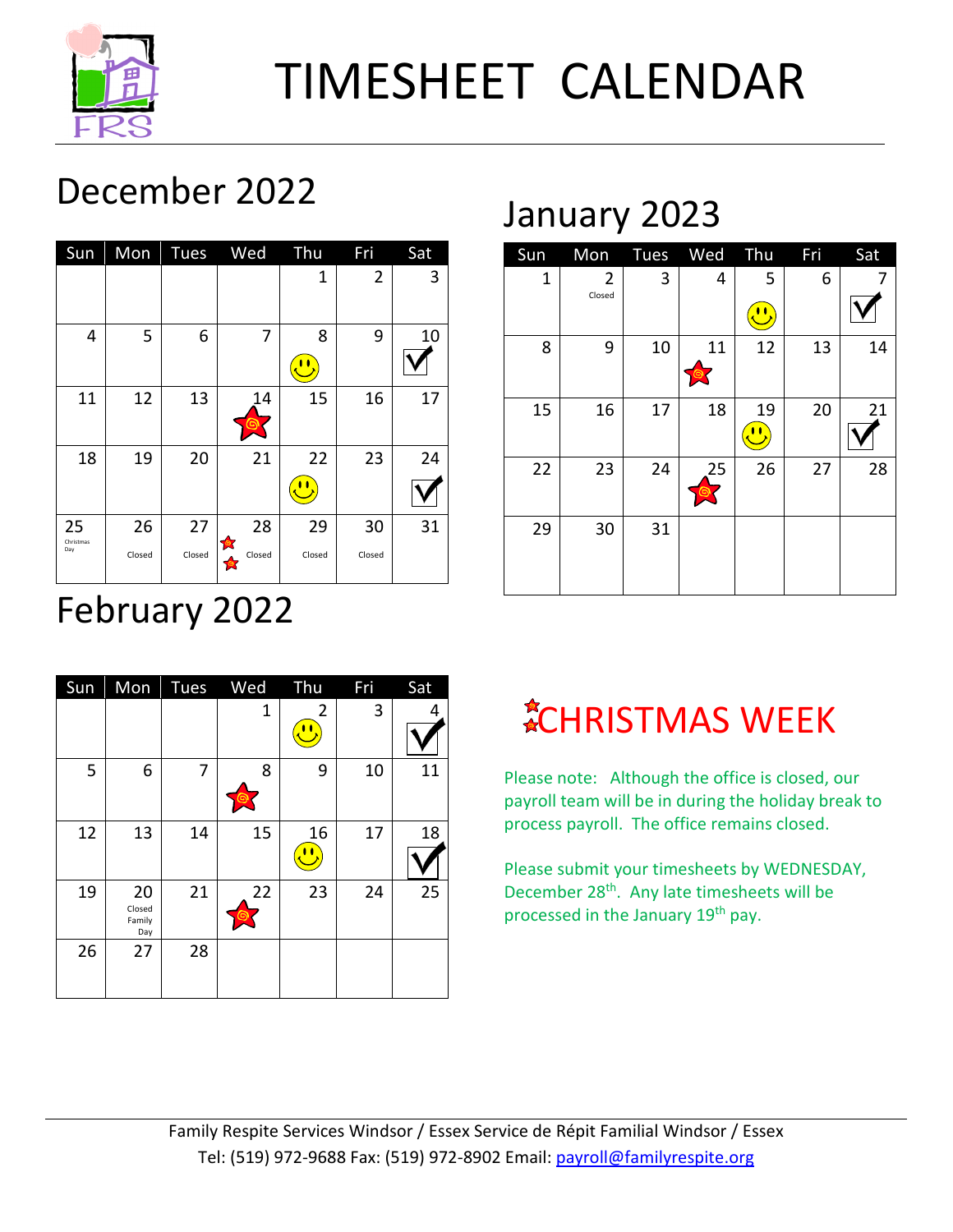# TIMESHEET CALENDAR

## December 2022

| Sun | Mon | Tues | Wed | Thu | Fri | Sat |
|---|---|---|---|---|---|---|
| | | | | 1 | 2 | 3 |
| 4 | 5 | 6 | 7 | 8 | 9 | 10 |
| 11 | 12 | 13 | 14 | 15 | 16 | 17 |
| 18 | 19 | 20 | 21 | 22 | 23 | 24 |
| 25 Christmas Day | 26 Closed | 27 Closed | 28 Closed | 29 Closed | 30 Closed | 31 |

## January 2023

| Sun | Mon | Tues | Wed | Thu | Fri | Sat |
|---|---|---|---|---|---|---|
| 1 | 2 Closed | 3 | 4 | 5 | 6 | 7 |
| 8 | 9 | 10 | 11 | 12 | 13 | 14 |
| 15 | 16 | 17 | 18 | 19 | 20 | 21 |
| 22 | 23 | 24 | 25 | 26 | 27 | 28 |
| 29 | 30 | 31 | | | | |

## February 2022

| Sun | Mon | Tues | Wed | Thu | Fri | Sat |
|---|---|---|---|---|---|---|
| | | | 1 | 2 | 3 | 4 |
| 5 | 6 | 7 | 8 | 9 | 10 | 11 |
| 12 | 13 | 14 | 15 | 16 | 17 | 18 |
| 19 | 20 Closed Family Day | 21 | 22 | 23 | 24 | 25 |
| 26 | 27 | 28 | | | | |

## CHRISTMAS WEEK

Please note: Although the office is closed, our payroll team will be in during the holiday break to process payroll. The office remains closed.

Please submit your timesheets by WEDNESDAY, December 28th. Any late timesheets will be processed in the January 19th pay.

Family Respite Services Windsor / Essex Service de Répit Familial Windsor / Essex
Tel: (519) 972-9688 Fax: (519) 972-8902 Email: payroll@familyrespite.org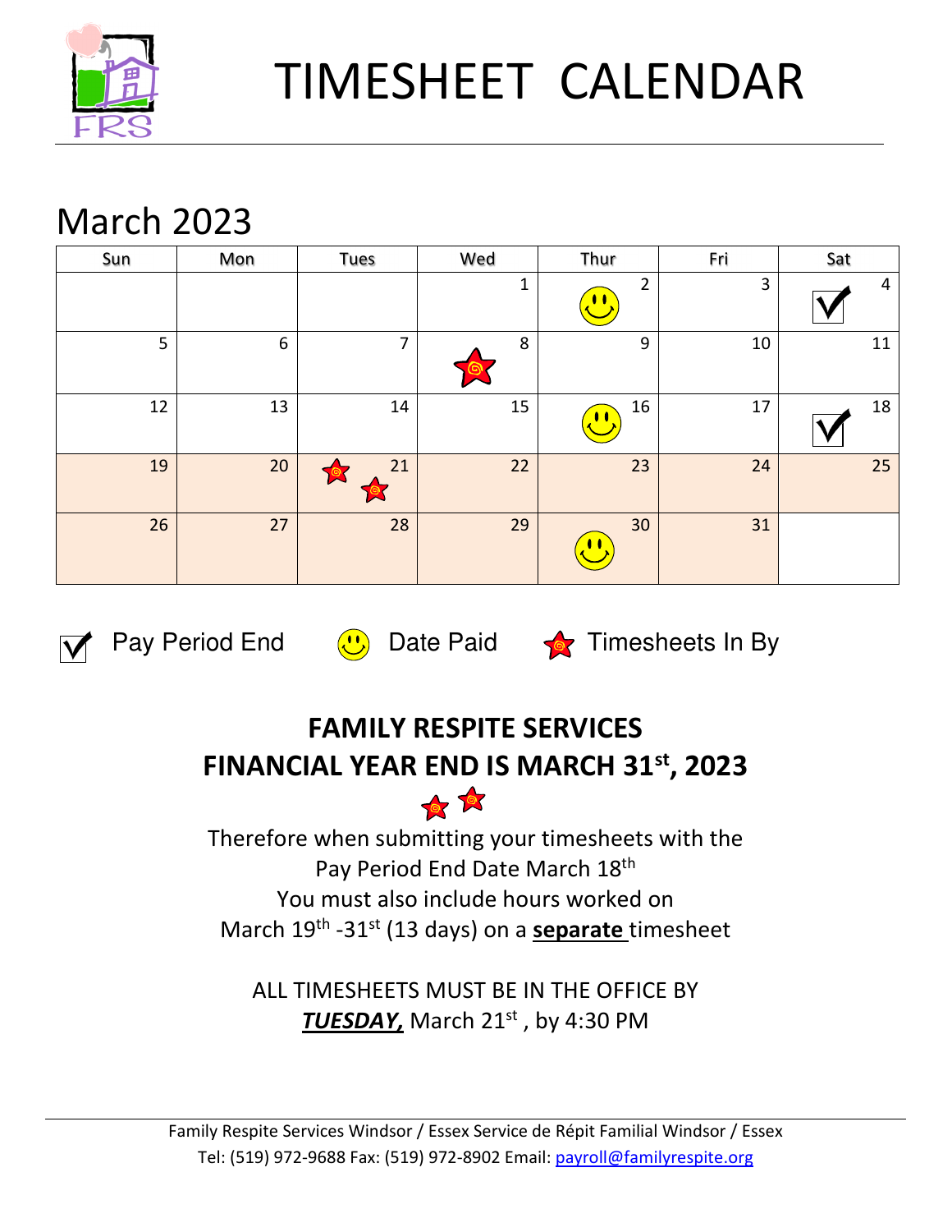# TIMESHEET CALENDAR

## March 2023

| Sun | Mon | Tues | Wed | Thur | Fri | Sat |
|---|---|---|---|---|---|---|
| | | | 1 | 2 ☺ | 3 | 4 ✓ |
| 5 | 6 | 7 | 8 ★ | 9 | 10 | 11 |
| 12 | 13 | 14 | 15 | 16 ☺ | 17 | 18 ✓ |
| 19 | 20 | 21 ★★ | 22 | 23 | 24 | 25 |
| 26 | 27 | 28 | 29 | 30 ☺ | 31 | |

✓ Pay Period End ☺ Date Paid ★ Timesheets In By

**FAMILY RESPITE SERVICES**
**FINANCIAL YEAR END IS MARCH 31st, 2023**

Therefore when submitting your timesheets with the
Pay Period End Date March 18th
You must also include hours worked on
March 19th -31st (13 days) on a **separate** timesheet

ALL TIMESHEETS MUST BE IN THE OFFICE BY
***TUESDAY,*** March 21st , by 4:30 PM

Family Respite Services Windsor / Essex Service de Répit Familial Windsor / Essex
Tel: (519) 972-9688 Fax: (519) 972-8902 Email: payroll@familyrespite.org